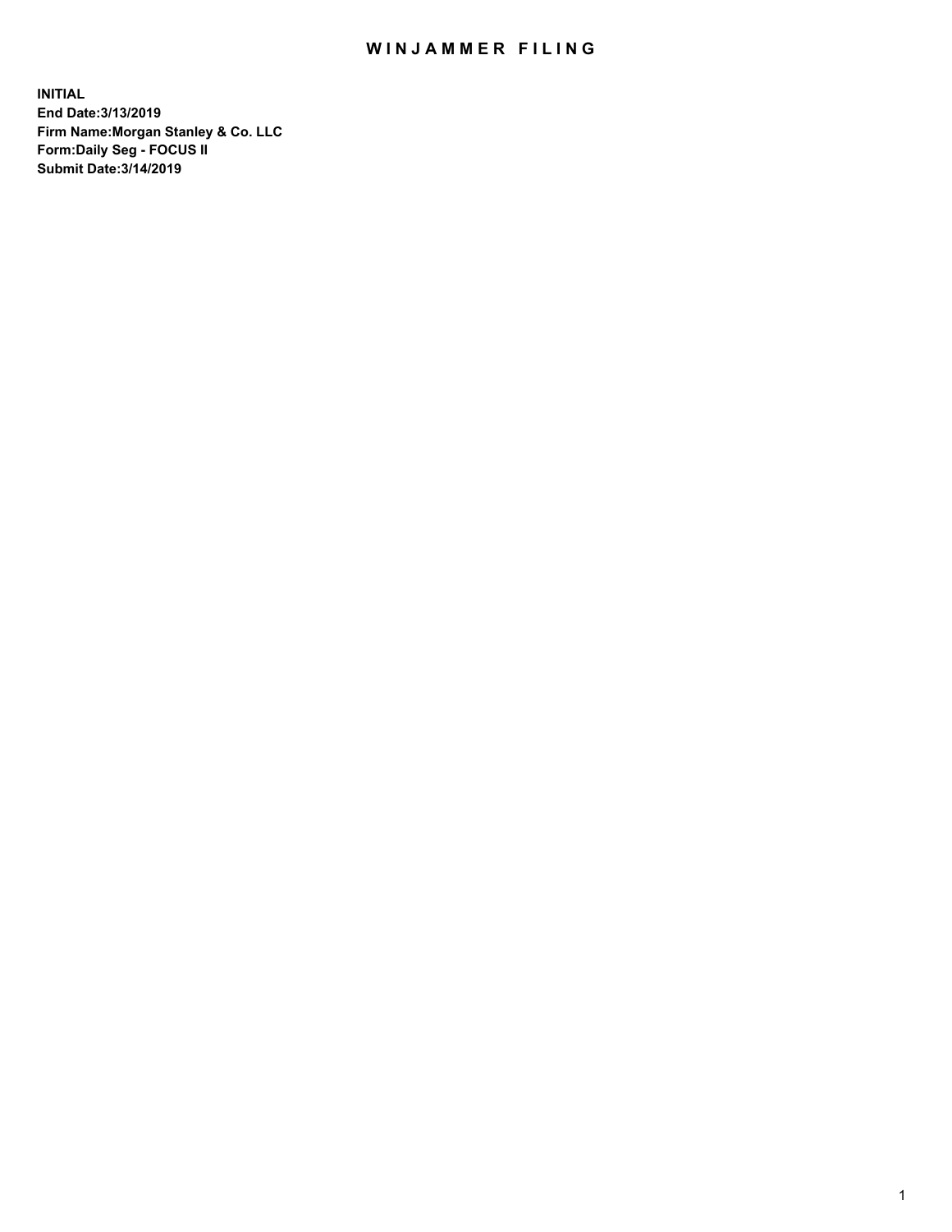# WINJAMMER FILING

**INITIAL**
**End Date:3/13/2019**
**Firm Name:Morgan Stanley & Co. LLC**
**Form:Daily Seg - FOCUS II**
**Submit Date:3/14/2019**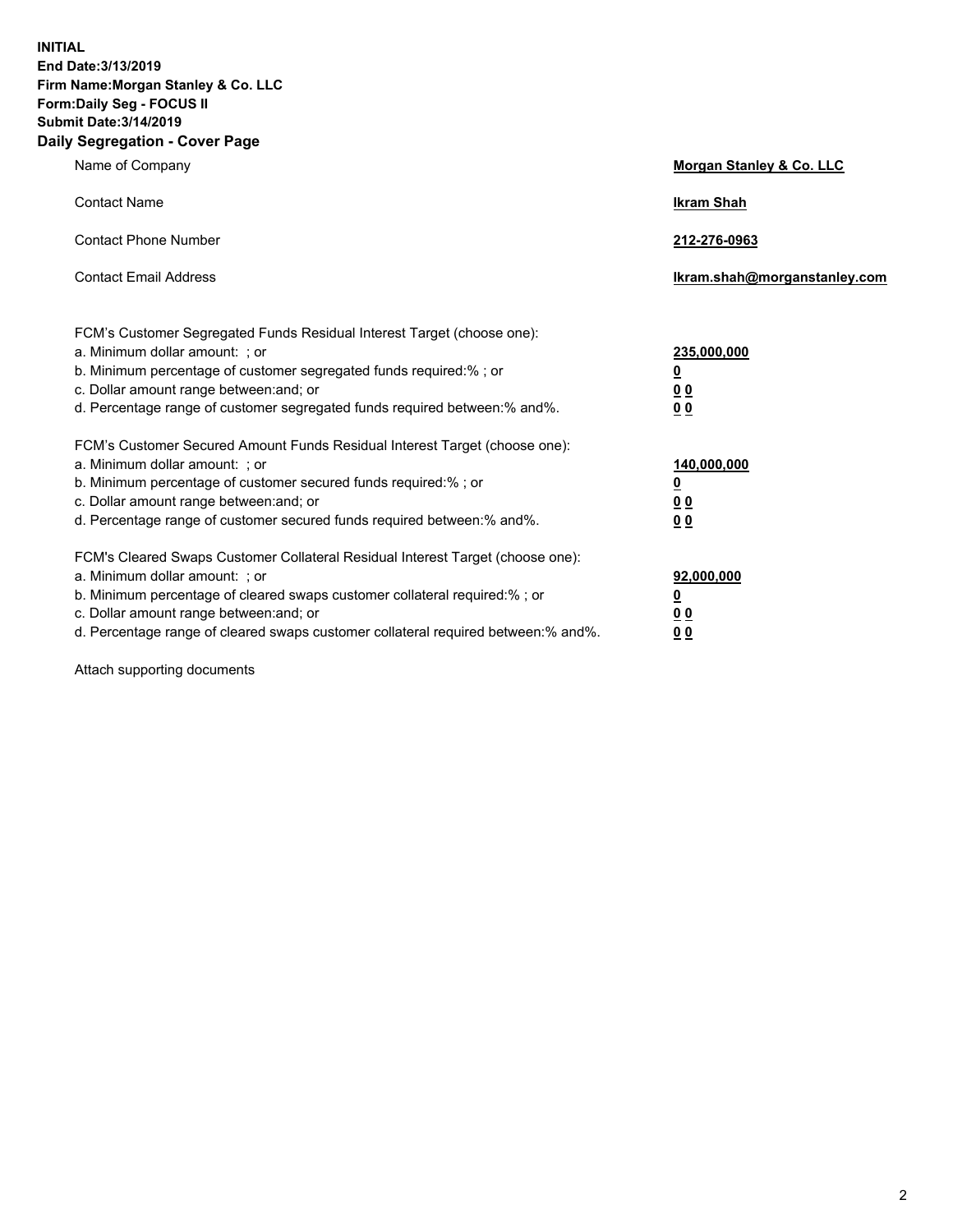**INITIAL**
**End Date:3/13/2019**
**Firm Name:Morgan Stanley & Co. LLC**
**Form:Daily Seg - FOCUS II**
**Submit Date:3/14/2019**

## Daily Segregation - Cover Page

| | |
|---|---|
| Name of Company | **Morgan Stanley & Co. LLC** |
| Contact Name | **Ikram Shah** |
| Contact Phone Number | **212-276-0963** |
| Contact Email Address | **Ikram.shah@morganstanley.com** |

| | |
|---|---|
| FCM's Customer Segregated Funds Residual Interest Target (choose one): | |
| a. Minimum dollar amount: ; or | **235,000,000** |
| b. Minimum percentage of customer segregated funds required:% ; or | **0** |
| c. Dollar amount range between:and; or | **0 0** |
| d. Percentage range of customer segregated funds required between:% and%. | **0 0** |
| FCM's Customer Secured Amount Funds Residual Interest Target (choose one): | |
| a. Minimum dollar amount: ; or | **140,000,000** |
| b. Minimum percentage of customer secured funds required:% ; or | **0** |
| c. Dollar amount range between:and; or | **0 0** |
| d. Percentage range of customer secured funds required between:% and%. | **0 0** |
| FCM's Cleared Swaps Customer Collateral Residual Interest Target (choose one): | |
| a. Minimum dollar amount: ; or | **92,000,000** |
| b. Minimum percentage of cleared swaps customer collateral required:% ; or | **0** |
| c. Dollar amount range between:and; or | **0 0** |
| d. Percentage range of cleared swaps customer collateral required between:% and%. | **0 0** |

Attach supporting documents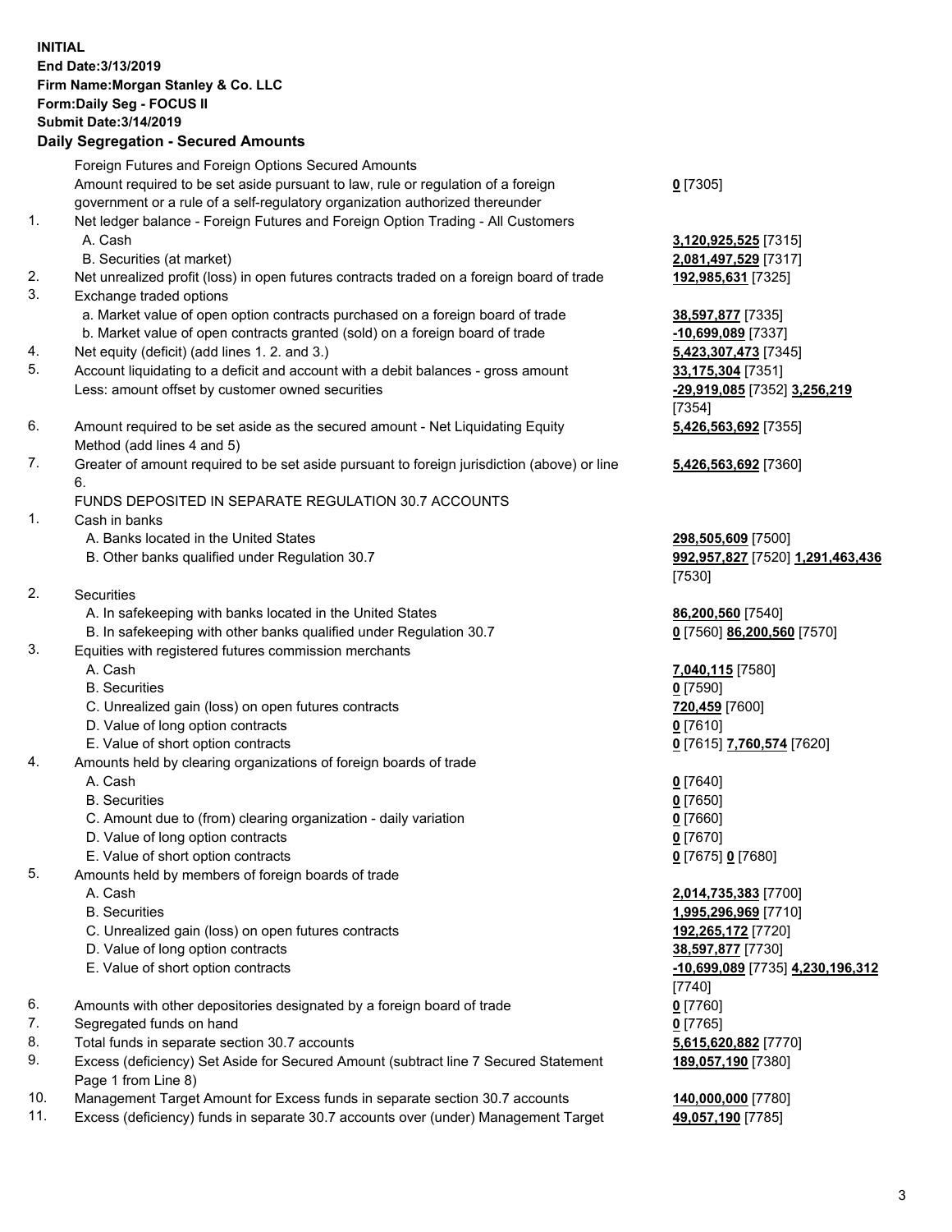**INITIAL**
**End Date:3/13/2019**
**Firm Name:Morgan Stanley & Co. LLC**
**Form:Daily Seg - FOCUS II**
**Submit Date:3/14/2019**

## Daily Segregation - Secured Amounts

| | | |
|---|---|---|
| | Foreign Futures and Foreign Options Secured Amounts | |
| | Amount required to be set aside pursuant to law, rule or regulation of a foreign government or a rule of a self-regulatory organization authorized thereunder | **0** [7305] |
| 1. | Net ledger balance - Foreign Futures and Foreign Option Trading - All Customers | |
| | A. Cash | **3,120,925,525** [7315] |
| | B. Securities (at market) | **2,081,497,529** [7317] |
| 2. | Net unrealized profit (loss) in open futures contracts traded on a foreign board of trade | **192,985,631** [7325] |
| 3. | Exchange traded options | |
| | a. Market value of open option contracts purchased on a foreign board of trade | **38,597,877** [7335] |
| | b. Market value of open contracts granted (sold) on a foreign board of trade | **-10,699,089** [7337] |
| 4. | Net equity (deficit) (add lines 1. 2. and 3.) | **5,423,307,473** [7345] |
| 5. | Account liquidating to a deficit and account with a debit balances - gross amount | **33,175,304** [7351] |
| | Less: amount offset by customer owned securities | **-29,919,085** [7352] **3,256,219** [7354] |
| 6. | Amount required to be set aside as the secured amount - Net Liquidating Equity Method (add lines 4 and 5) | **5,426,563,692** [7355] |
| 7. | Greater of amount required to be set aside pursuant to foreign jurisdiction (above) or line 6. | **5,426,563,692** [7360] |
| | FUNDS DEPOSITED IN SEPARATE REGULATION 30.7 ACCOUNTS | |
| 1. | Cash in banks | |
| | A. Banks located in the United States | **298,505,609** [7500] |
| | B. Other banks qualified under Regulation 30.7 | **992,957,827** [7520] **1,291,463,436** [7530] |
| 2. | Securities | |
| | A. In safekeeping with banks located in the United States | **86,200,560** [7540] |
| | B. In safekeeping with other banks qualified under Regulation 30.7 | **0** [7560] **86,200,560** [7570] |
| 3. | Equities with registered futures commission merchants | |
| | A. Cash | **7,040,115** [7580] |
| | B. Securities | **0** [7590] |
| | C. Unrealized gain (loss) on open futures contracts | **720,459** [7600] |
| | D. Value of long option contracts | **0** [7610] |
| | E. Value of short option contracts | **0** [7615] **7,760,574** [7620] |
| 4. | Amounts held by clearing organizations of foreign boards of trade | |
| | A. Cash | **0** [7640] |
| | B. Securities | **0** [7650] |
| | C. Amount due to (from) clearing organization - daily variation | **0** [7660] |
| | D. Value of long option contracts | **0** [7670] |
| | E. Value of short option contracts | **0** [7675] **0** [7680] |
| 5. | Amounts held by members of foreign boards of trade | |
| | A. Cash | **2,014,735,383** [7700] |
| | B. Securities | **1,995,296,969** [7710] |
| | C. Unrealized gain (loss) on open futures contracts | **192,265,172** [7720] |
| | D. Value of long option contracts | **38,597,877** [7730] |
| | E. Value of short option contracts | **-10,699,089** [7735] **4,230,196,312** [7740] |
| 6. | Amounts with other depositories designated by a foreign board of trade | **0** [7760] |
| 7. | Segregated funds on hand | **0** [7765] |
| 8. | Total funds in separate section 30.7 accounts | **5,615,620,882** [7770] |
| 9. | Excess (deficiency) Set Aside for Secured Amount (subtract line 7 Secured Statement Page 1 from Line 8) | **189,057,190** [7380] |
| 10. | Management Target Amount for Excess funds in separate section 30.7 accounts | **140,000,000** [7780] |
| 11. | Excess (deficiency) funds in separate 30.7 accounts over (under) Management Target | **49,057,190** [7785] |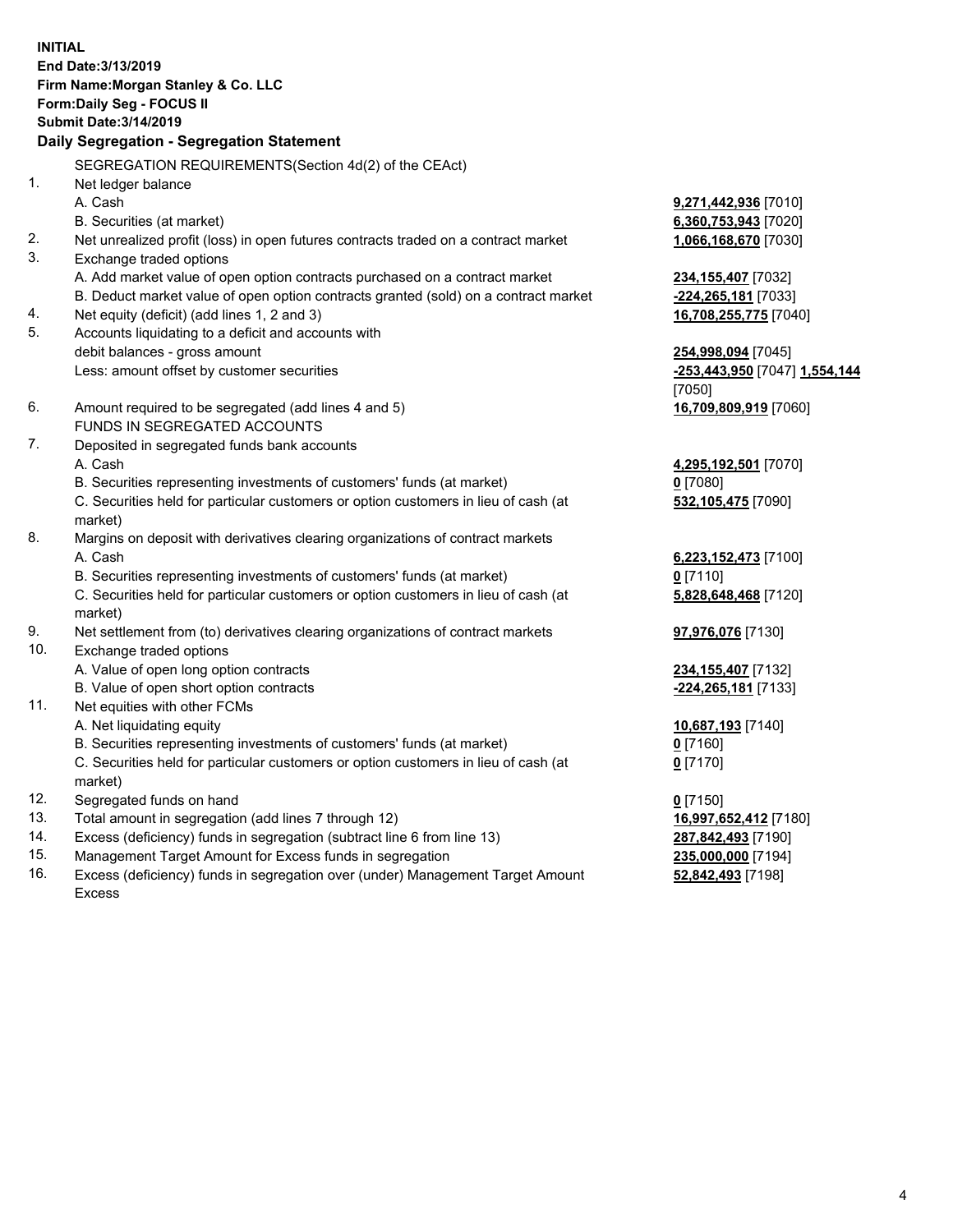**INITIAL**
**End Date:3/13/2019**
**Firm Name:Morgan Stanley & Co. LLC**
**Form:Daily Seg - FOCUS II**
**Submit Date:3/14/2019**

## Daily Segregation - Segregation Statement

SEGREGATION REQUIREMENTS(Section 4d(2) of the CEAct)

| | | |
|---|---|---|
| 1. | Net ledger balance | |
| | A. Cash | **9,271,442,936** [7010] |
| | B. Securities (at market) | **6,360,753,943** [7020] |
| 2. | Net unrealized profit (loss) in open futures contracts traded on a contract market | **1,066,168,670** [7030] |
| 3. | Exchange traded options | |
| | A. Add market value of open option contracts purchased on a contract market | **234,155,407** [7032] |
| | B. Deduct market value of open option contracts granted (sold) on a contract market | **-224,265,181** [7033] |
| 4. | Net equity (deficit) (add lines 1, 2 and 3) | **16,708,255,775** [7040] |
| 5. | Accounts liquidating to a deficit and accounts with debit balances - gross amount | **254,998,094** [7045] |
| | Less: amount offset by customer securities | **-253,443,950** [7047] **1,554,144** [7050] |
| 6. | Amount required to be segregated (add lines 4 and 5) | **16,709,809,919** [7060] |
| | FUNDS IN SEGREGATED ACCOUNTS | |
| 7. | Deposited in segregated funds bank accounts | |
| | A. Cash | **4,295,192,501** [7070] |
| | B. Securities representing investments of customers' funds (at market) | **0** [7080] |
| | C. Securities held for particular customers or option customers in lieu of cash (at market) | **532,105,475** [7090] |
| 8. | Margins on deposit with derivatives clearing organizations of contract markets | |
| | A. Cash | **6,223,152,473** [7100] |
| | B. Securities representing investments of customers' funds (at market) | **0** [7110] |
| | C. Securities held for particular customers or option customers in lieu of cash (at market) | **5,828,648,468** [7120] |
| 9. | Net settlement from (to) derivatives clearing organizations of contract markets | **97,976,076** [7130] |
| 10. | Exchange traded options | |
| | A. Value of open long option contracts | **234,155,407** [7132] |
| | B. Value of open short option contracts | **-224,265,181** [7133] |
| 11. | Net equities with other FCMs | |
| | A. Net liquidating equity | **10,687,193** [7140] |
| | B. Securities representing investments of customers' funds (at market) | **0** [7160] |
| | C. Securities held for particular customers or option customers in lieu of cash (at market) | **0** [7170] |
| 12. | Segregated funds on hand | **0** [7150] |
| 13. | Total amount in segregation (add lines 7 through 12) | **16,997,652,412** [7180] |
| 14. | Excess (deficiency) funds in segregation (subtract line 6 from line 13) | **287,842,493** [7190] |
| 15. | Management Target Amount for Excess funds in segregation | **235,000,000** [7194] |
| 16. | Excess (deficiency) funds in segregation over (under) Management Target Amount Excess | **52,842,493** [7198] |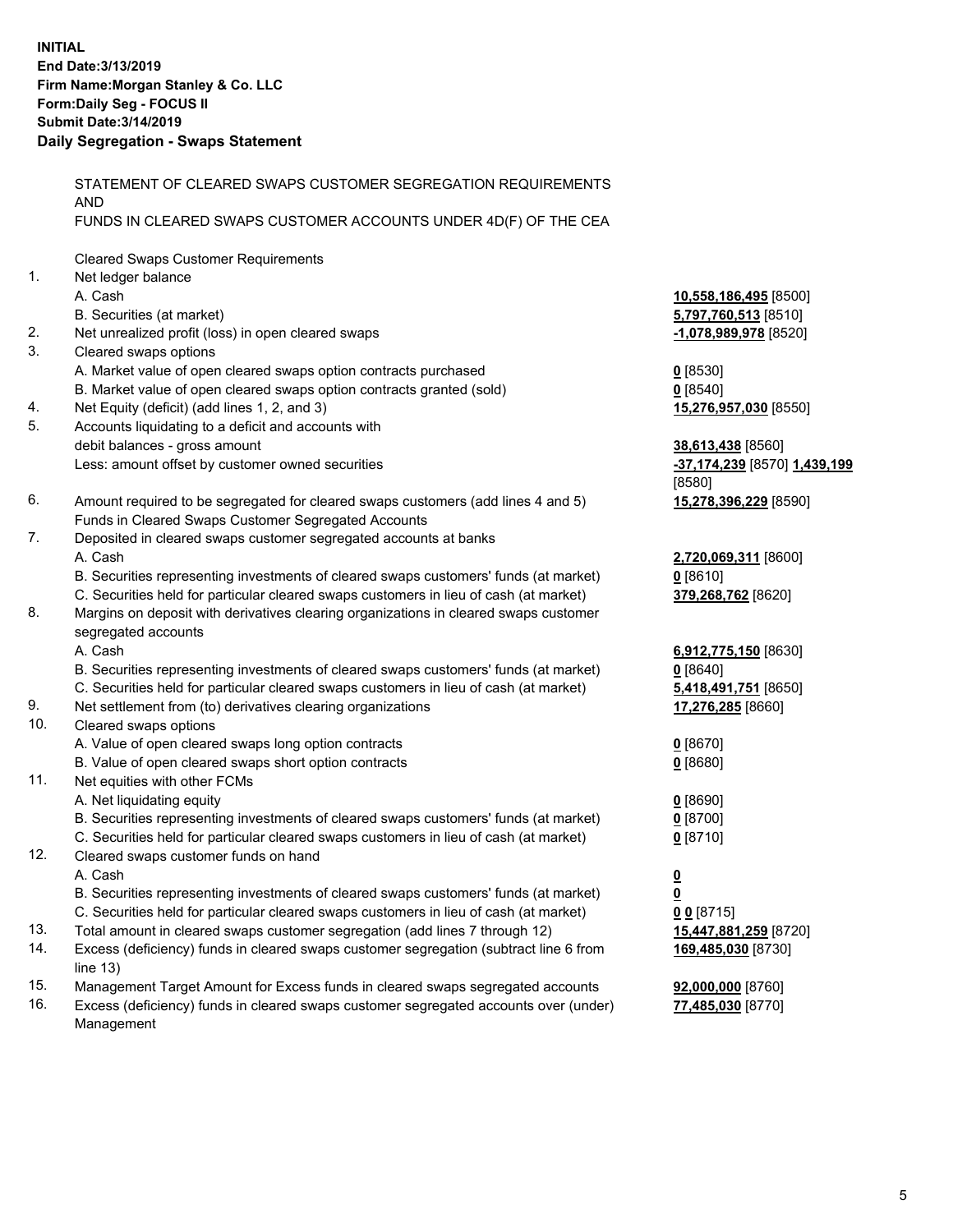**INITIAL**
**End Date:3/13/2019**
**Firm Name:Morgan Stanley & Co. LLC**
**Form:Daily Seg - FOCUS II**
**Submit Date:3/14/2019**
**Daily Segregation - Swaps Statement**

STATEMENT OF CLEARED SWAPS CUSTOMER SEGREGATION REQUIREMENTS AND FUNDS IN CLEARED SWAPS CUSTOMER ACCOUNTS UNDER 4D(F) OF THE CEA

| | | |
|---|---|---|
| | Cleared Swaps Customer Requirements | |
| 1. | Net ledger balance | |
| | A. Cash | **10,558,186,495** [8500] |
| | B. Securities (at market) | **5,797,760,513** [8510] |
| 2. | Net unrealized profit (loss) in open cleared swaps | **-1,078,989,978** [8520] |
| 3. | Cleared swaps options | |
| | A. Market value of open cleared swaps option contracts purchased | **0** [8530] |
| | B. Market value of open cleared swaps option contracts granted (sold) | **0** [8540] |
| 4. | Net Equity (deficit) (add lines 1, 2, and 3) | **15,276,957,030** [8550] |
| 5. | Accounts liquidating to a deficit and accounts with | |
| | debit balances - gross amount | **38,613,438** [8560] |
| | Less: amount offset by customer owned securities | **-37,174,239** [8570] **1,439,199** [8580] |
| 6. | Amount required to be segregated for cleared swaps customers (add lines 4 and 5) | **15,278,396,229** [8590] |
| | Funds in Cleared Swaps Customer Segregated Accounts | |
| 7. | Deposited in cleared swaps customer segregated accounts at banks | |
| | A. Cash | **2,720,069,311** [8600] |
| | B. Securities representing investments of cleared swaps customers' funds (at market) | **0** [8610] |
| | C. Securities held for particular cleared swaps customers in lieu of cash (at market) | **379,268,762** [8620] |
| 8. | Margins on deposit with derivatives clearing organizations in cleared swaps customer segregated accounts | |
| | A. Cash | **6,912,775,150** [8630] |
| | B. Securities representing investments of cleared swaps customers' funds (at market) | **0** [8640] |
| | C. Securities held for particular cleared swaps customers in lieu of cash (at market) | **5,418,491,751** [8650] |
| 9. | Net settlement from (to) derivatives clearing organizations | **17,276,285** [8660] |
| 10. | Cleared swaps options | |
| | A. Value of open cleared swaps long option contracts | **0** [8670] |
| | B. Value of open cleared swaps short option contracts | **0** [8680] |
| 11. | Net equities with other FCMs | |
| | A. Net liquidating equity | **0** [8690] |
| | B. Securities representing investments of cleared swaps customers' funds (at market) | **0** [8700] |
| | C. Securities held for particular cleared swaps customers in lieu of cash (at market) | **0** [8710] |
| 12. | Cleared swaps customer funds on hand | |
| | A. Cash | **0** |
| | B. Securities representing investments of cleared swaps customers' funds (at market) | **0** |
| | C. Securities held for particular cleared swaps customers in lieu of cash (at market) | **0** **0** [8715] |
| 13. | Total amount in cleared swaps customer segregation (add lines 7 through 12) | **15,447,881,259** [8720] |
| 14. | Excess (deficiency) funds in cleared swaps customer segregation (subtract line 6 from line 13) | **169,485,030** [8730] |
| 15. | Management Target Amount for Excess funds in cleared swaps segregated accounts | **92,000,000** [8760] |
| 16. | Excess (deficiency) funds in cleared swaps customer segregated accounts over (under) Management | **77,485,030** [8770] |